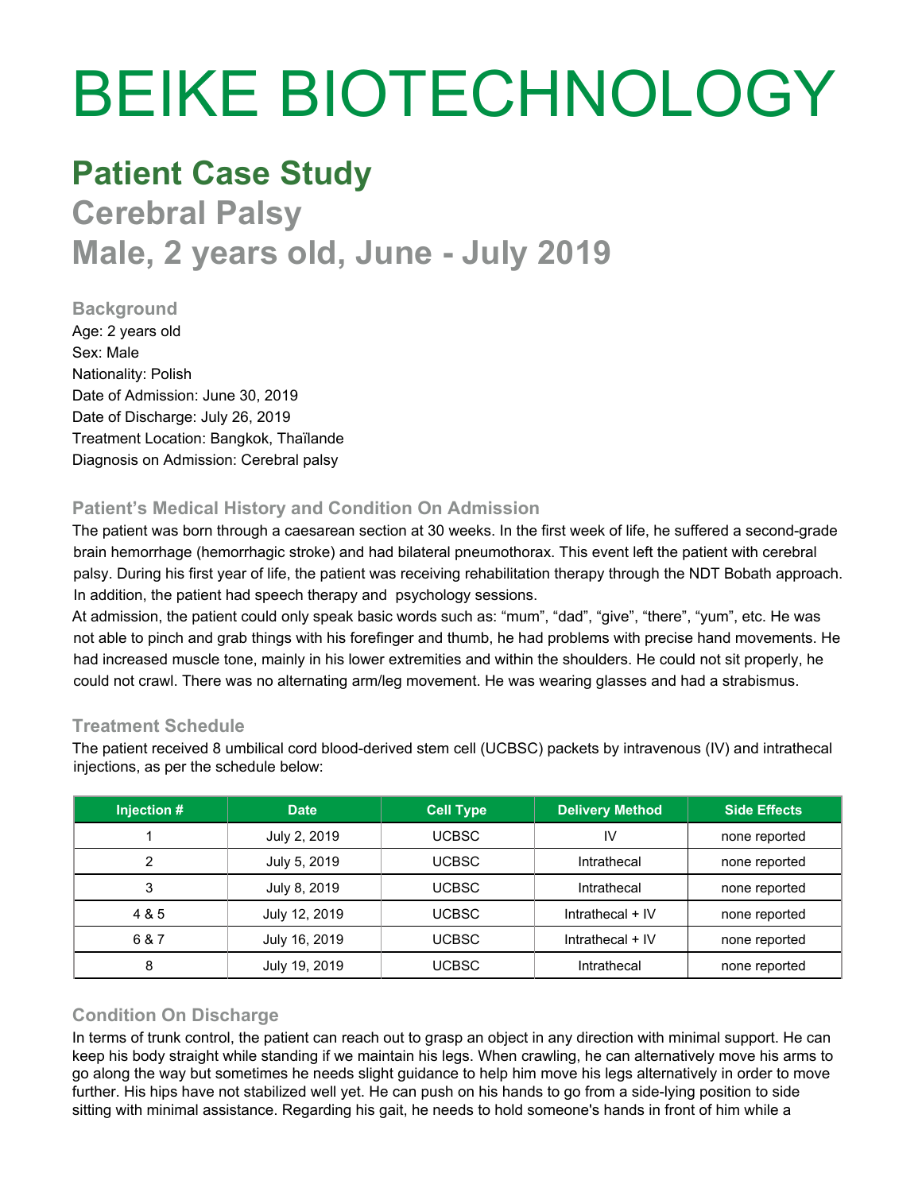# BEIKE BIOTECHNOLOGY

## Patient Case Study

## Cerebral Palsy
## Male, 2 years old, June - July 2019

### Background

Age: 2 years old
Sex: Male
Nationality: Polish
Date of Admission: June 30, 2019
Date of Discharge: July 26, 2019
Treatment Location: Bangkok, Thaïlande
Diagnosis on Admission: Cerebral palsy

### Patient's Medical History and Condition On Admission

The patient was born through a caesarean section at 30 weeks. In the first week of life, he suffered a second-grade brain hemorrhage (hemorrhagic stroke) and had bilateral pneumothorax. This event left the patient with cerebral palsy. During his first year of life, the patient was receiving rehabilitation therapy through the NDT Bobath approach. In addition, the patient had speech therapy and psychology sessions.

At admission, the patient could only speak basic words such as: "mum", "dad", "give", "there", "yum", etc. He was not able to pinch and grab things with his forefinger and thumb, he had problems with precise hand movements. He had increased muscle tone, mainly in his lower extremities and within the shoulders. He could not sit properly, he could not crawl. There was no alternating arm/leg movement. He was wearing glasses and had a strabismus.

### Treatment Schedule

The patient received 8 umbilical cord blood-derived stem cell (UCBSC) packets by intravenous (IV) and intrathecal injections, as per the schedule below:

| Injection # | Date | Cell Type | Delivery Method | Side Effects |
|---|---|---|---|---|
| 1 | July 2, 2019 | UCBSC | IV | none reported |
| 2 | July 5, 2019 | UCBSC | Intrathecal | none reported |
| 3 | July 8, 2019 | UCBSC | Intrathecal | none reported |
| 4 & 5 | July 12, 2019 | UCBSC | Intrathecal + IV | none reported |
| 6 & 7 | July 16, 2019 | UCBSC | Intrathecal + IV | none reported |
| 8 | July 19, 2019 | UCBSC | Intrathecal | none reported |

### Condition On Discharge

In terms of trunk control, the patient can reach out to grasp an object in any direction with minimal support. He can keep his body straight while standing if we maintain his legs. When crawling, he can alternatively move his arms to go along the way but sometimes he needs slight guidance to help him move his legs alternatively in order to move further. His hips have not stabilized well yet. He can push on his hands to go from a side-lying position to side sitting with minimal assistance. Regarding his gait, he needs to hold someone's hands in front of him while a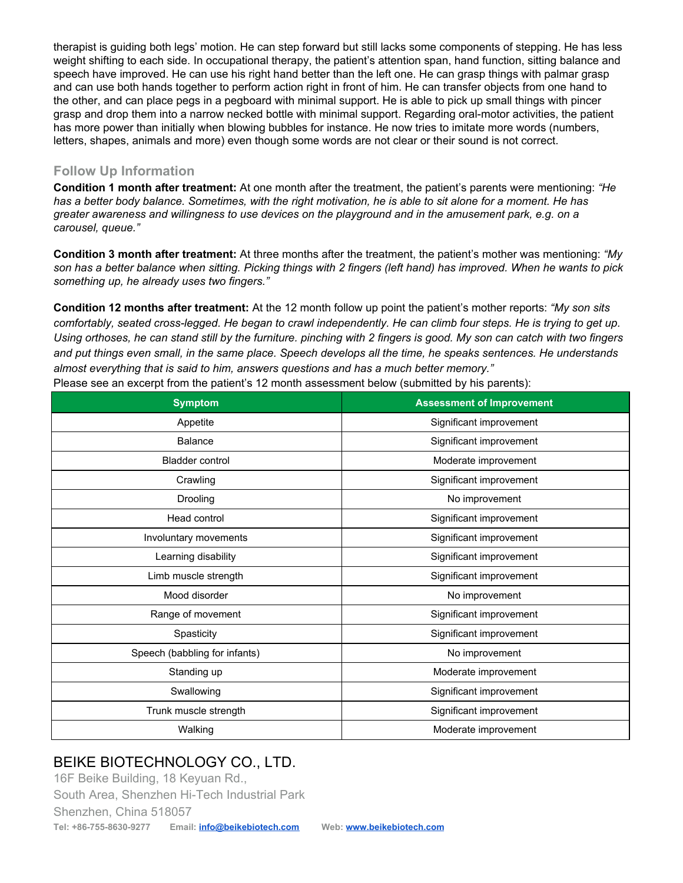therapist is guiding both legs' motion. He can step forward but still lacks some components of stepping. He has less weight shifting to each side. In occupational therapy, the patient's attention span, hand function, sitting balance and speech have improved. He can use his right hand better than the left one. He can grasp things with palmar grasp and can use both hands together to perform action right in front of him. He can transfer objects from one hand to the other, and can place pegs in a pegboard with minimal support. He is able to pick up small things with pincer grasp and drop them into a narrow necked bottle with minimal support. Regarding oral-motor activities, the patient has more power than initially when blowing bubbles for instance. He now tries to imitate more words (numbers, letters, shapes, animals and more) even though some words are not clear or their sound is not correct.

## Follow Up Information

**Condition 1 month after treatment:** At one month after the treatment, the patient's parents were mentioning: *"He has a better body balance. Sometimes, with the right motivation, he is able to sit alone for a moment. He has greater awareness and willingness to use devices on the playground and in the amusement park, e.g. on a carousel, queue."*

**Condition 3 month after treatment:** At three months after the treatment, the patient's mother was mentioning: *"My son has a better balance when sitting. Picking things with 2 fingers (left hand) has improved. When he wants to pick something up, he already uses two fingers."*

**Condition 12 months after treatment:** At the 12 month follow up point the patient's mother reports: *"My son sits comfortably, seated cross-legged. He began to crawl independently. He can climb four steps. He is trying to get up. Using orthoses, he can stand still by the furniture. pinching with 2 fingers is good. My son can catch with two fingers and put things even small, in the same place. Speech develops all the time, he speaks sentences. He understands almost everything that is said to him, answers questions and has a much better memory."*

Please see an excerpt from the patient's 12 month assessment below (submitted by his parents):

| Symptom | Assessment of Improvement |
|---|---|
| Appetite | Significant improvement |
| Balance | Significant improvement |
| Bladder control | Moderate improvement |
| Crawling | Significant improvement |
| Drooling | No improvement |
| Head control | Significant improvement |
| Involuntary movements | Significant improvement |
| Learning disability | Significant improvement |
| Limb muscle strength | Significant improvement |
| Mood disorder | No improvement |
| Range of movement | Significant improvement |
| Spasticity | Significant improvement |
| Speech (babbling for infants) | No improvement |
| Standing up | Moderate improvement |
| Swallowing | Significant improvement |
| Trunk muscle strength | Significant improvement |
| Walking | Moderate improvement |

BEIKE BIOTECHNOLOGY CO., LTD.

16F Beike Building, 18 Keyuan Rd.,
South Area, Shenzhen Hi-Tech Industrial Park
Shenzhen, China 518057

**Tel:** +86-755-8630-9277 **Email:** info@beikebiotech.com **Web:** www.beikebiotech.com